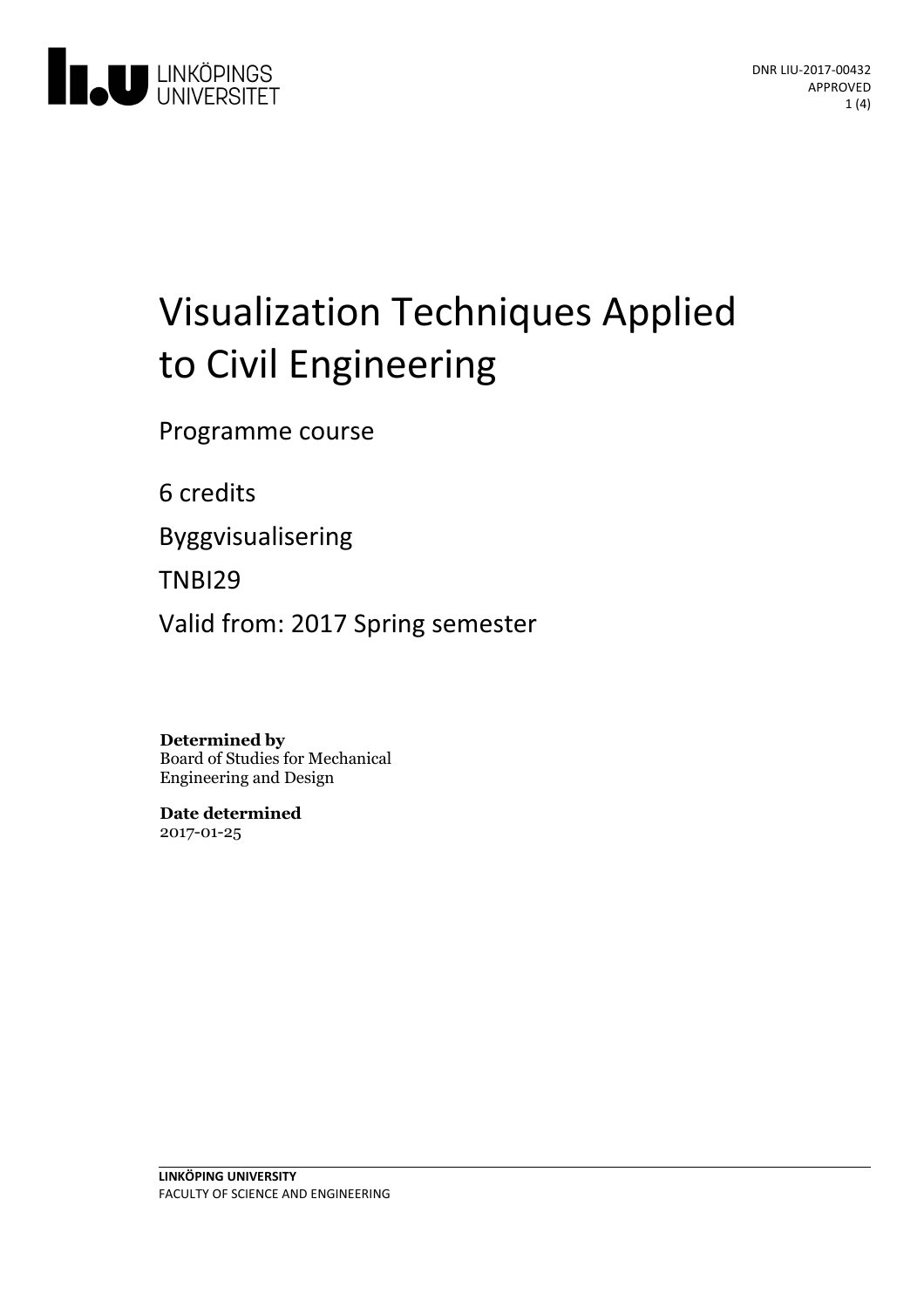LINKÖPINGS UNIVERSITET

DNR LIU-2017-00432
APPROVED

# Visualization Techniques Applied to Civil Engineering

Programme course

6 credits

Byggvisualisering

TNBI29

Valid from: 2017 Spring semester

**Determined by**
Board of Studies for Mechanical Engineering and Design

**Date determined**
2017-01-25

**LINKÖPING UNIVERSITY**
FACULTY OF SCIENCE AND ENGINEERING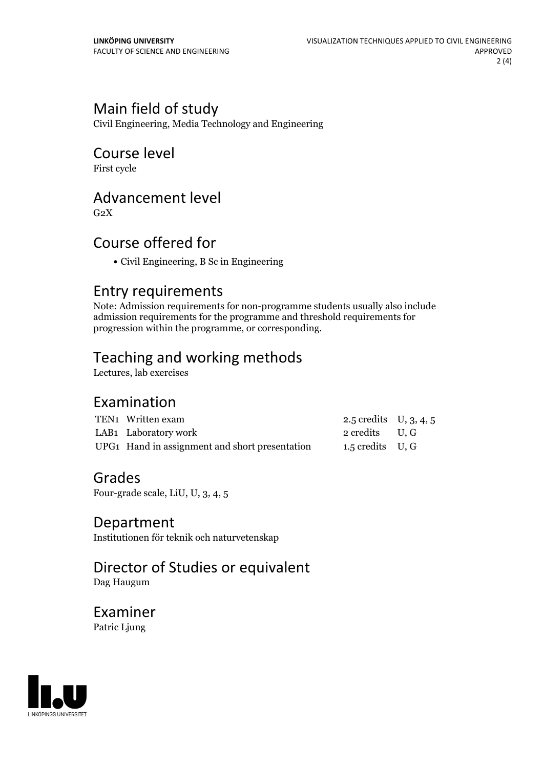## Main field of study

Civil Engineering, Media Technology and Engineering

## Course level

First cycle

## Advancement level

G2X

## Course offered for

- Civil Engineering, B Sc in Engineering

## Entry requirements

Note: Admission requirements for non-programme students usually also include admission requirements for the programme and threshold requirements for progression within the programme, or corresponding.

## Teaching and working methods

Lectures, lab exercises

## Examination

| | | | |
|---|---|---|---|
| TEN1 | Written exam | 2.5 credits | U, 3, 4, 5 |
| LAB1 | Laboratory work | 2 credits | U, G |
| UPG1 | Hand in assignment and short presentation | 1.5 credits | U, G |

## Grades

Four-grade scale, LiU, U, 3, 4, 5

## Department

Institutionen för teknik och naturvetenskap

## Director of Studies or equivalent

Dag Haugum

## Examiner

Patric Ljung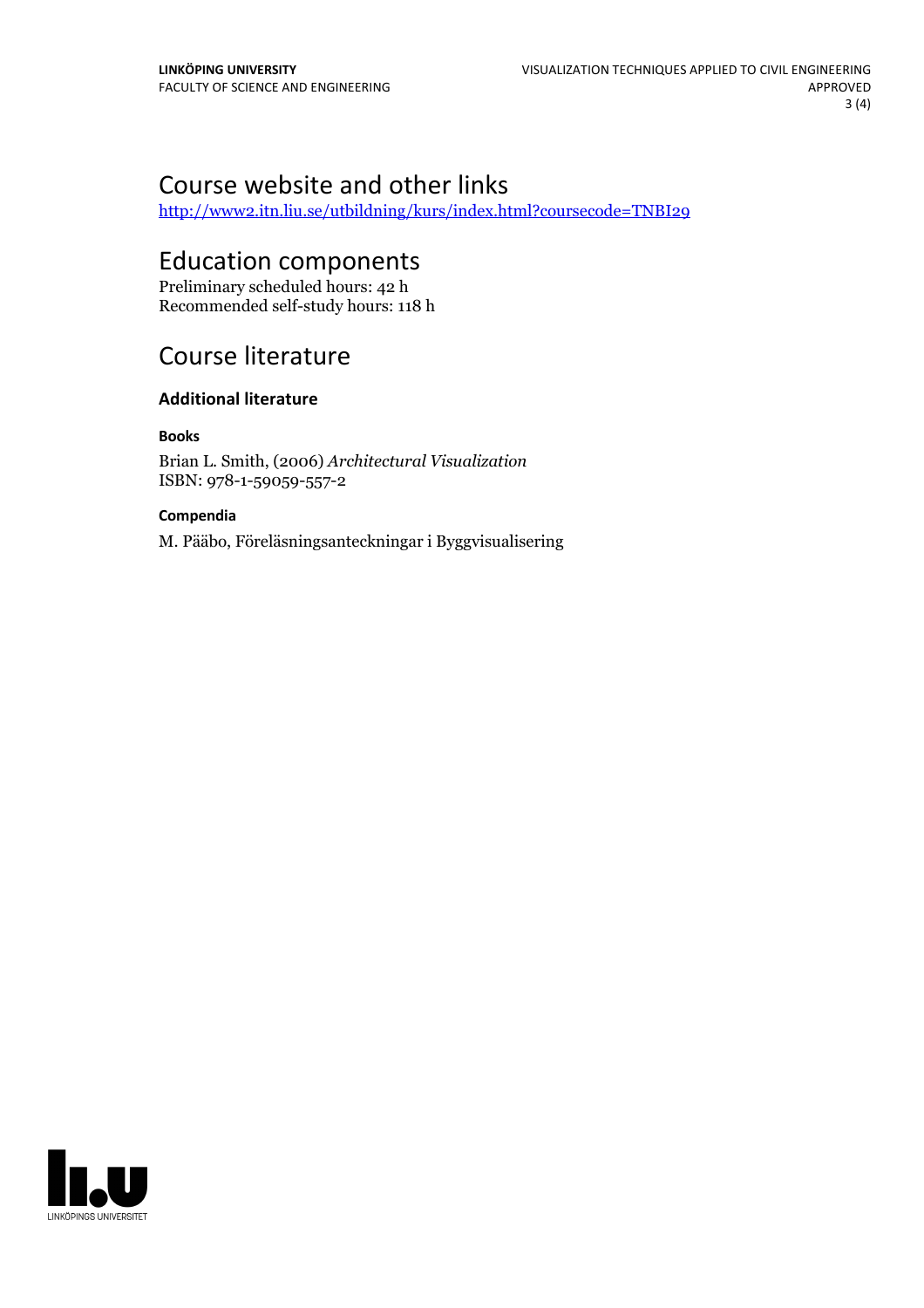## Course website and other links

http://www2.itn.liu.se/utbildning/kurs/index.html?coursecode=TNBI29

## Education components

Preliminary scheduled hours: 42 h
Recommended self-study hours: 118 h

## Course literature

### Additional literature

#### Books

Brian L. Smith, (2006) *Architectural Visualization*
ISBN: 978-1-59059-557-2

#### Compendia

M. Pääbo, Föreläsningsanteckningar i Byggvisualisering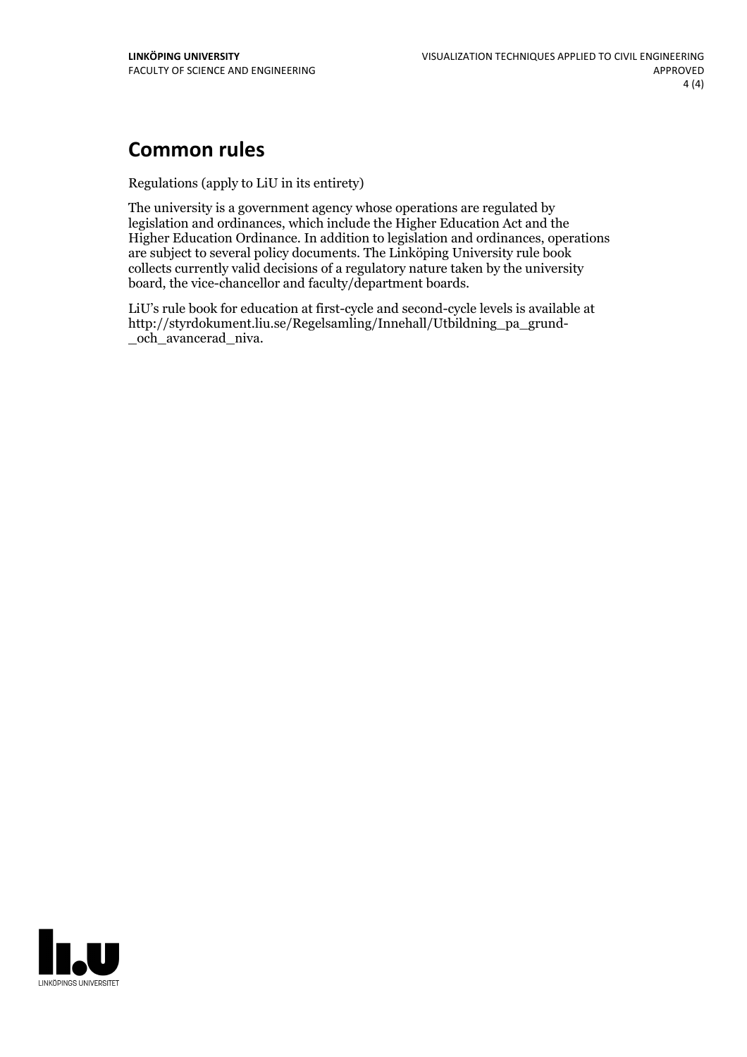# Common rules

Regulations (apply to LiU in its entirety)

The university is a government agency whose operations are regulated by legislation and ordinances, which include the Higher Education Act and the Higher Education Ordinance. In addition to legislation and ordinances, operations are subject to several policy documents. The Linköping University rule book collects currently valid decisions of a regulatory nature taken by the university board, the vice-chancellor and faculty/department boards.

LiU's rule book for education at first-cycle and second-cycle levels is available at http://styrdokument.liu.se/Regelsamling/Innehall/Utbildning_pa_grund-_och_avancerad_niva.